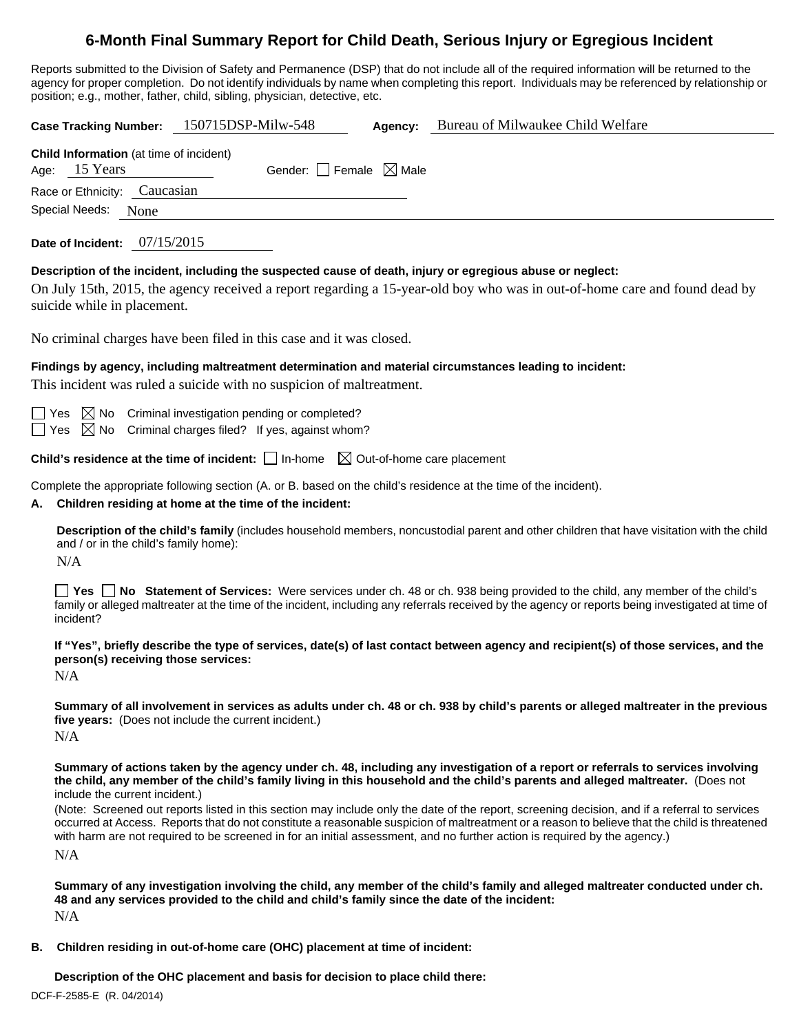# 6-Month Final Summary Report for Child Death, Serious Injury or Egregious Incident

Reports submitted to the Division of Safety and Permanence (DSP) that do not include all of the required information will be returned to the agency for proper completion. Do not identify individuals by name when completing this report. Individuals may be referenced by relationship or position; e.g., mother, father, child, sibling, physician, detective, etc.

**Case Tracking Number:** 150715DSP-Milw-548 **Agency:** Bureau of Milwaukee Child Welfare

**Child Information** (at time of incident)
Age: 15 Years Gender: ☐ Female ☒ Male
Race or Ethnicity: Caucasian
Special Needs: None

**Date of Incident:** 07/15/2015

**Description of the incident, including the suspected cause of death, injury or egregious abuse or neglect:**

On July 15th, 2015, the agency received a report regarding a 15-year-old boy who was in out-of-home care and found dead by suicide while in placement.

No criminal charges have been filed in this case and it was closed.

**Findings by agency, including maltreatment determination and material circumstances leading to incident:**

This incident was ruled a suicide with no suspicion of maltreatment.

☐ Yes ☒ No Criminal investigation pending or completed?
☐ Yes ☒ No Criminal charges filed? If yes, against whom?

**Child's residence at the time of incident:** ☐ In-home ☒ Out-of-home care placement

Complete the appropriate following section (A. or B. based on the child's residence at the time of the incident).

**A. Children residing at home at the time of the incident:**

**Description of the child's family** (includes household members, noncustodial parent and other children that have visitation with the child and / or in the child's family home):

N/A

☐ **Yes** ☐ **No Statement of Services:** Were services under ch. 48 or ch. 938 being provided to the child, any member of the child's family or alleged maltreater at the time of the incident, including any referrals received by the agency or reports being investigated at time of incident?

**If "Yes", briefly describe the type of services, date(s) of last contact between agency and recipient(s) of those services, and the person(s) receiving those services:**

N/A

**Summary of all involvement in services as adults under ch. 48 or ch. 938 by child's parents or alleged maltreater in the previous five years:** (Does not include the current incident.)

N/A

**Summary of actions taken by the agency under ch. 48, including any investigation of a report or referrals to services involving the child, any member of the child's family living in this household and the child's parents and alleged maltreater.** (Does not include the current incident.)

(Note: Screened out reports listed in this section may include only the date of the report, screening decision, and if a referral to services occurred at Access. Reports that do not constitute a reasonable suspicion of maltreatment or a reason to believe that the child is threatened with harm are not required to be screened in for an initial assessment, and no further action is required by the agency.)

N/A

**Summary of any investigation involving the child, any member of the child's family and alleged maltreater conducted under ch. 48 and any services provided to the child and child's family since the date of the incident:**

N/A

**B. Children residing in out-of-home care (OHC) placement at time of incident:**

**Description of the OHC placement and basis for decision to place child there:**

DCF-F-2585-E (R. 04/2014)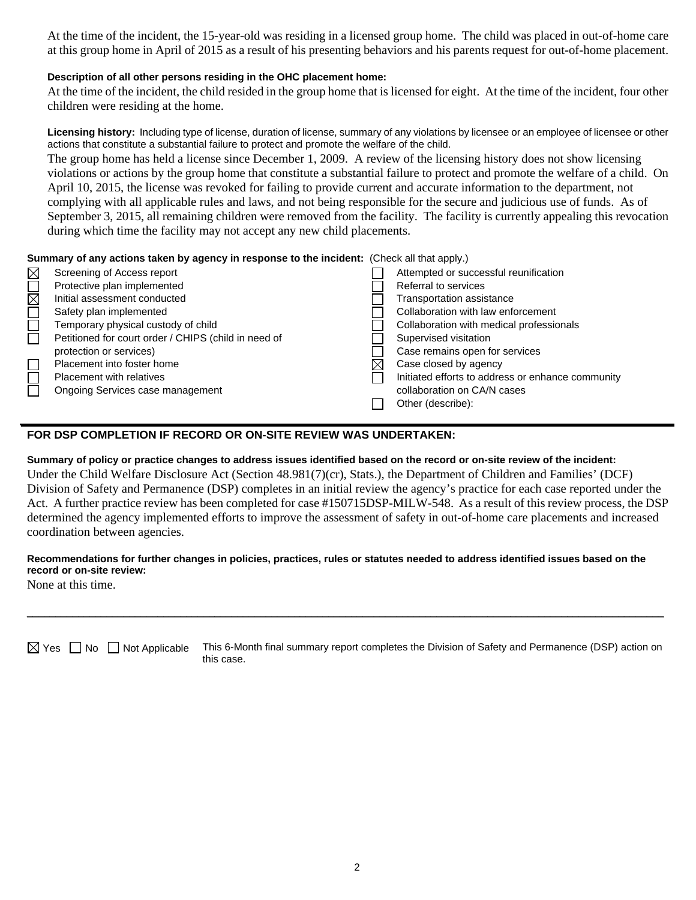At the time of the incident, the 15-year-old was residing in a licensed group home. The child was placed in out-of-home care at this group home in April of 2015 as a result of his presenting behaviors and his parents request for out-of-home placement.

**Description of all other persons residing in the OHC placement home:**

At the time of the incident, the child resided in the group home that is licensed for eight. At the time of the incident, four other children were residing at the home.

**Licensing history:** Including type of license, duration of license, summary of any violations by licensee or an employee of licensee or other actions that constitute a substantial failure to protect and promote the welfare of the child.

The group home has held a license since December 1, 2009. A review of the licensing history does not show licensing violations or actions by the group home that constitute a substantial failure to protect and promote the welfare of a child. On April 10, 2015, the license was revoked for failing to provide current and accurate information to the department, not complying with all applicable rules and laws, and not being responsible for the secure and judicious use of funds. As of September 3, 2015, all remaining children were removed from the facility. The facility is currently appealing this revocation during which time the facility may not accept any new child placements.

**Summary of any actions taken by agency in response to the incident:** (Check all that apply.)

- ☒ Screening of Access report
- ☐ Protective plan implemented
- ☒ Initial assessment conducted
- ☐ Safety plan implemented
- ☐ Temporary physical custody of child
- ☐ Petitioned for court order / CHIPS (child in need of protection or services)
- ☐ Placement into foster home
- ☐ Placement with relatives
- ☐ Ongoing Services case management
- ☐ Attempted or successful reunification
- ☐ Referral to services
- ☐ Transportation assistance
- ☐ Collaboration with law enforcement
- ☐ Collaboration with medical professionals
- ☐ Supervised visitation
- ☐ Case remains open for services
- ☒ Case closed by agency
- ☐ Initiated efforts to address or enhance community collaboration on CA/N cases
- ☐ Other (describe):

## FOR DSP COMPLETION IF RECORD OR ON-SITE REVIEW WAS UNDERTAKEN:

**Summary of policy or practice changes to address issues identified based on the record or on-site review of the incident:**

Under the Child Welfare Disclosure Act (Section 48.981(7)(cr), Stats.), the Department of Children and Families' (DCF) Division of Safety and Permanence (DSP) completes in an initial review the agency's practice for each case reported under the Act. A further practice review has been completed for case #150715DSP-MILW-548. As a result of this review process, the DSP determined the agency implemented efforts to improve the assessment of safety in out-of-home care placements and increased coordination between agencies.

**Recommendations for further changes in policies, practices, rules or statutes needed to address identified issues based on the record or on-site review:**

None at this time.

☒ Yes ☐ No ☐ Not Applicable This 6-Month final summary report completes the Division of Safety and Permanence (DSP) action on this case.